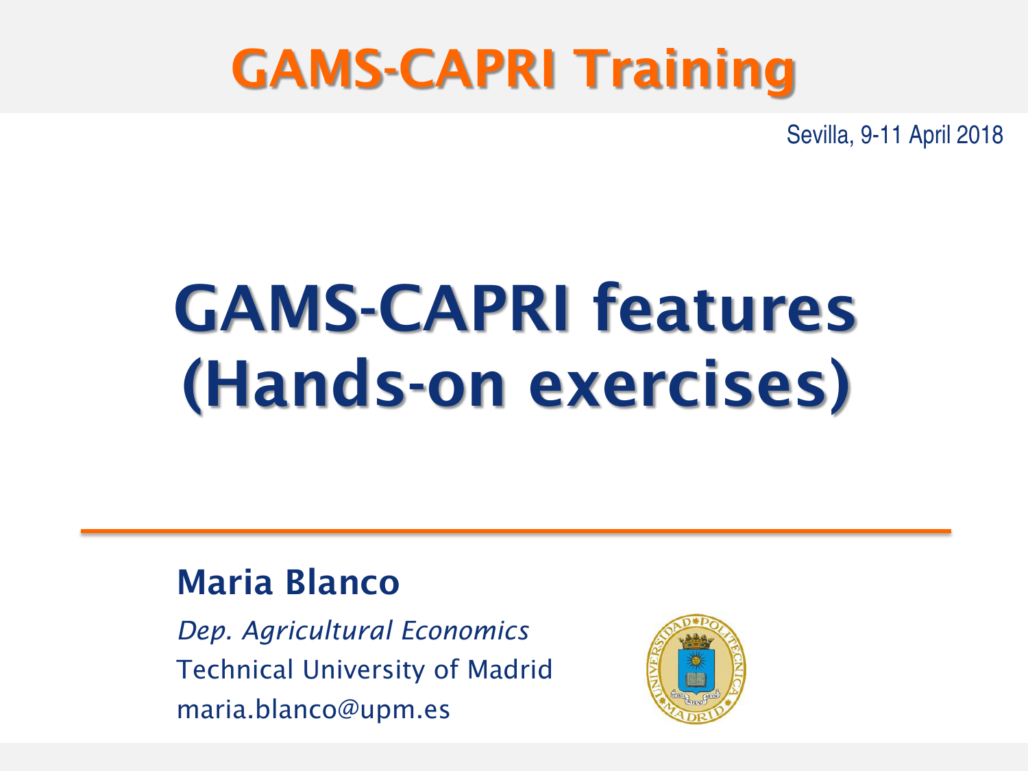# GAMS-CAPRI Training

Sevilla, 9-11 April 2018

# GAMS-CAPRI features (Hands-on exercises)

**Maria Blanco**

*Dep. Agricultural Economics*

Technical University of Madrid

maria.blanco@upm.es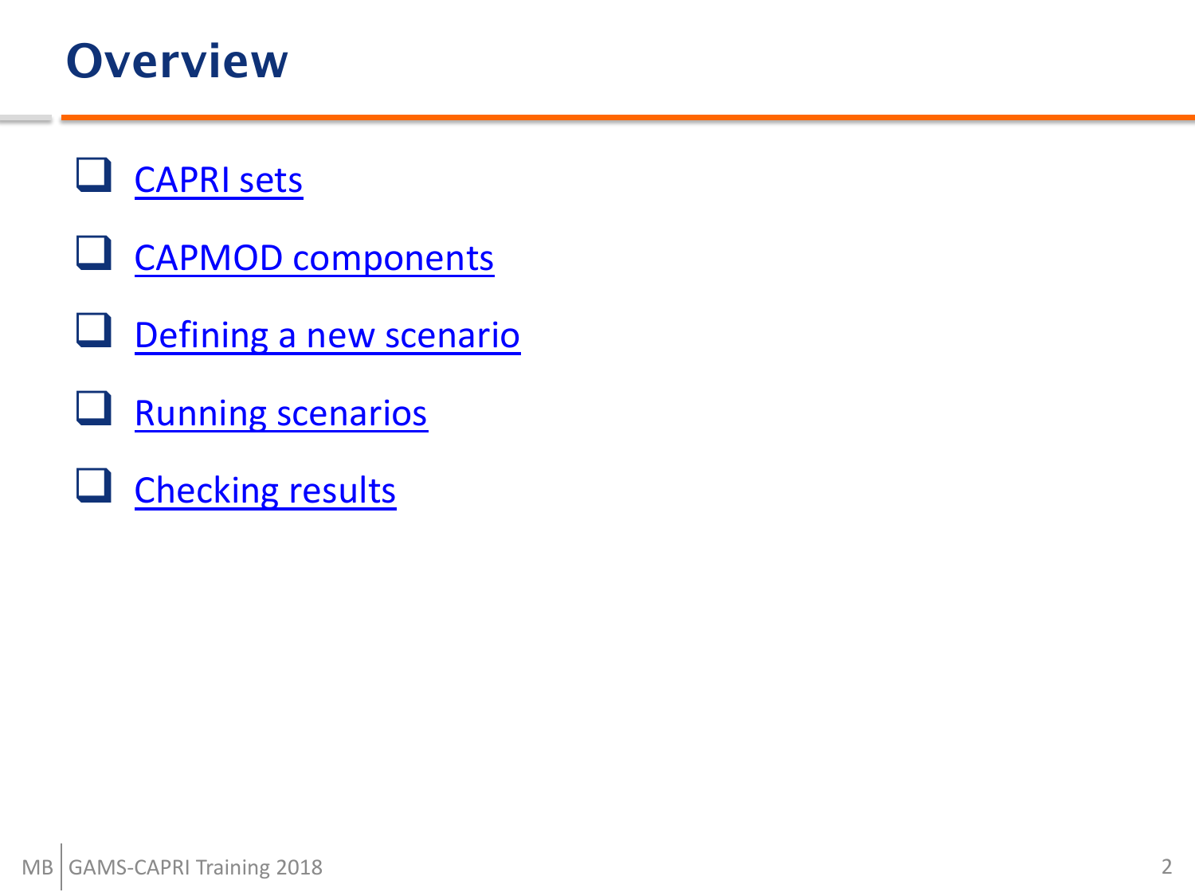# Overview

- CAPRI sets
- CAPMOD components
- Defining a new scenario
- Running scenarios
- Checking results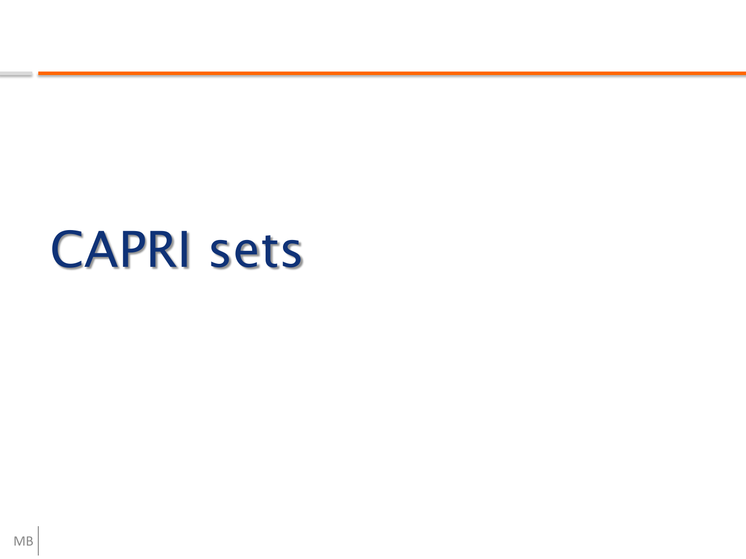# CAPRI sets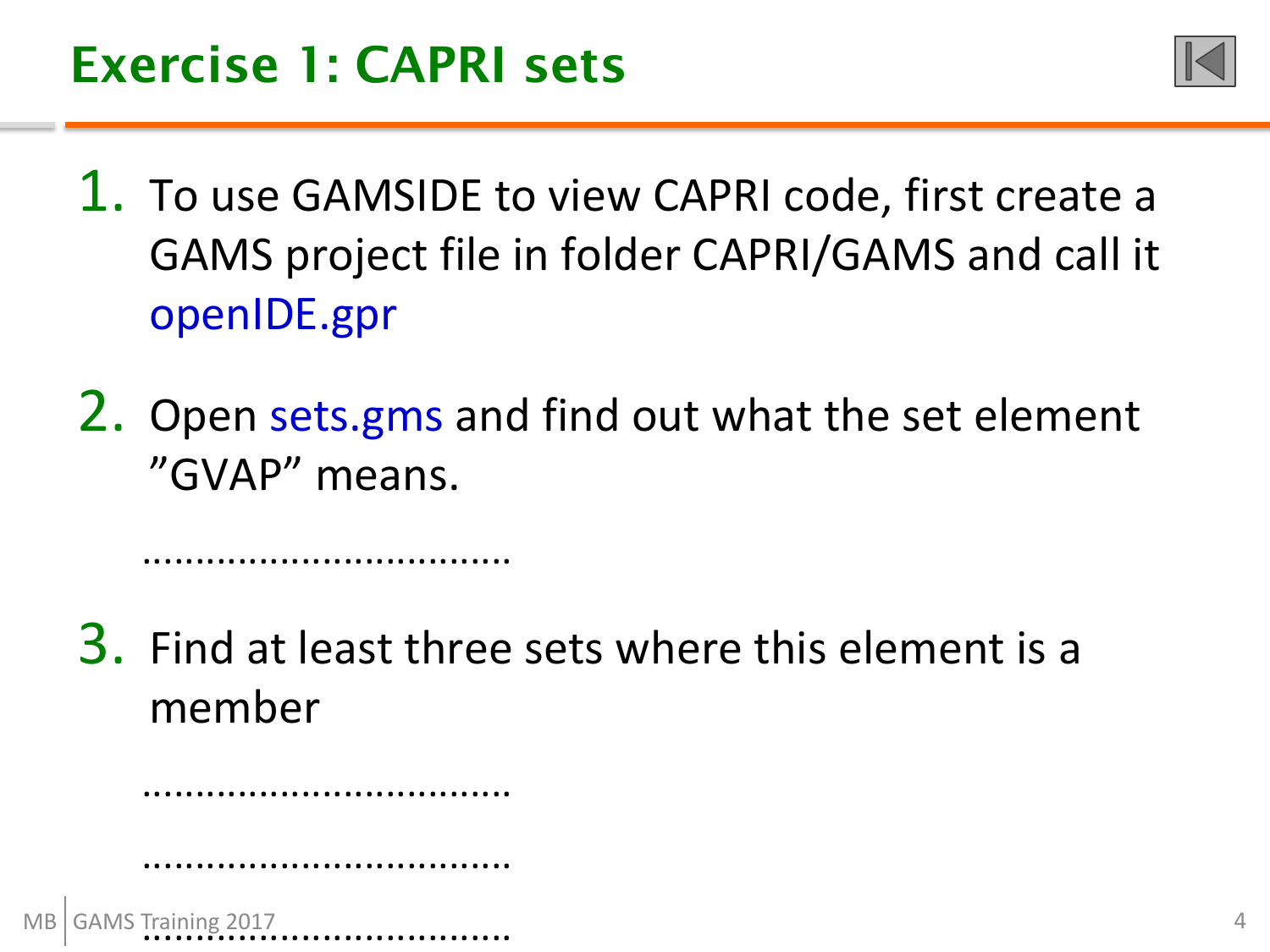# Exercise 1: CAPRI sets

1. To use GAMSIDE to view CAPRI code, first create a GAMS project file in folder CAPRI/GAMS and call it openIDE.gpr

2. Open sets.gms and find out what the set element ”GVAP” means.

   ……………………………

3. Find at least three sets where this element is a member

   ……………………………

   ……………………………

   ……………………………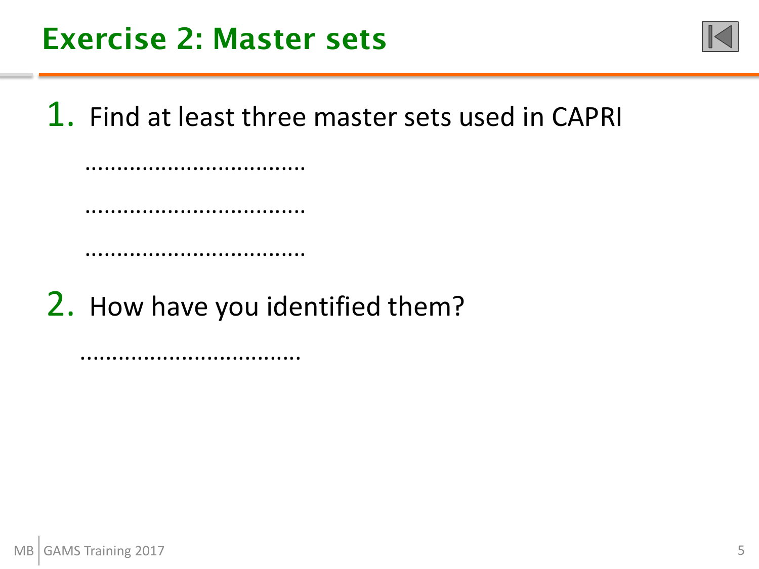# Exercise 2: Master sets

1. Find at least three master sets used in CAPRI

   ………………………………

   ………………………………

   ………………………………

2. How have you identified them?

   ………………………………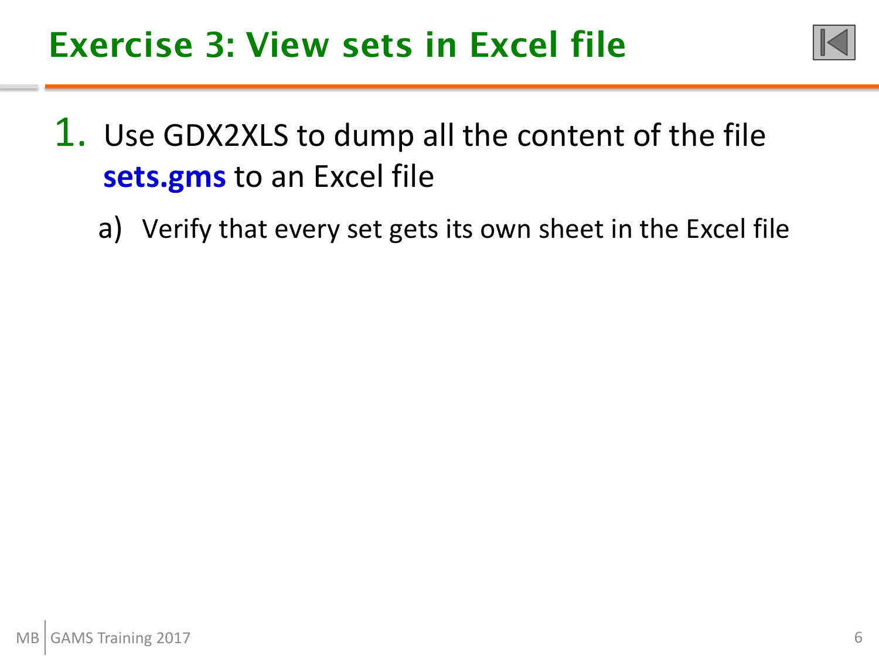# Exercise 3: View sets in Excel file

1. Use GDX2XLS to dump all the content of the file **sets.gms** to an Excel file
   a) Verify that every set gets its own sheet in the Excel file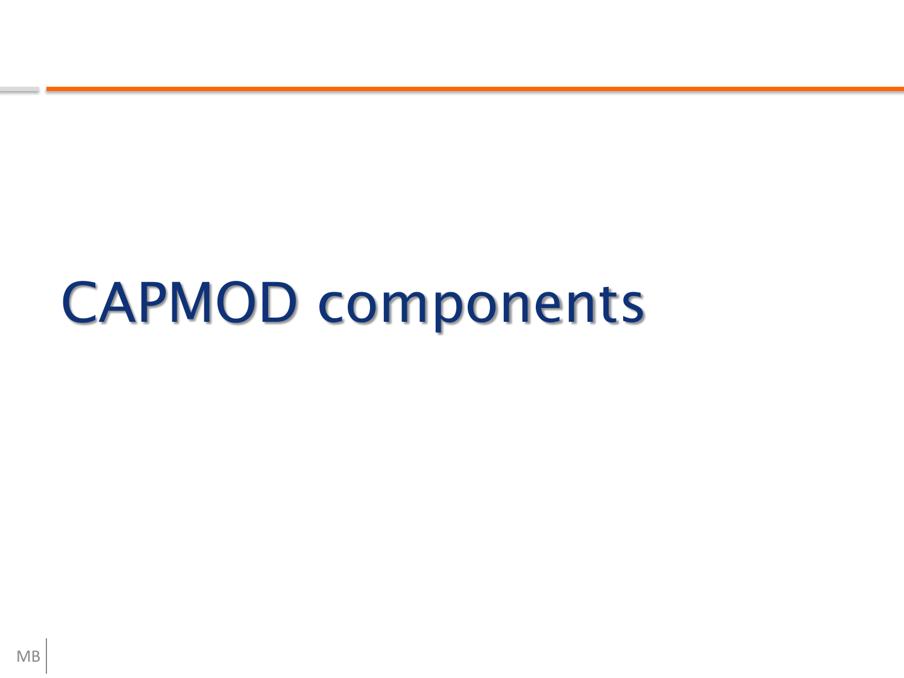# CAPMOD components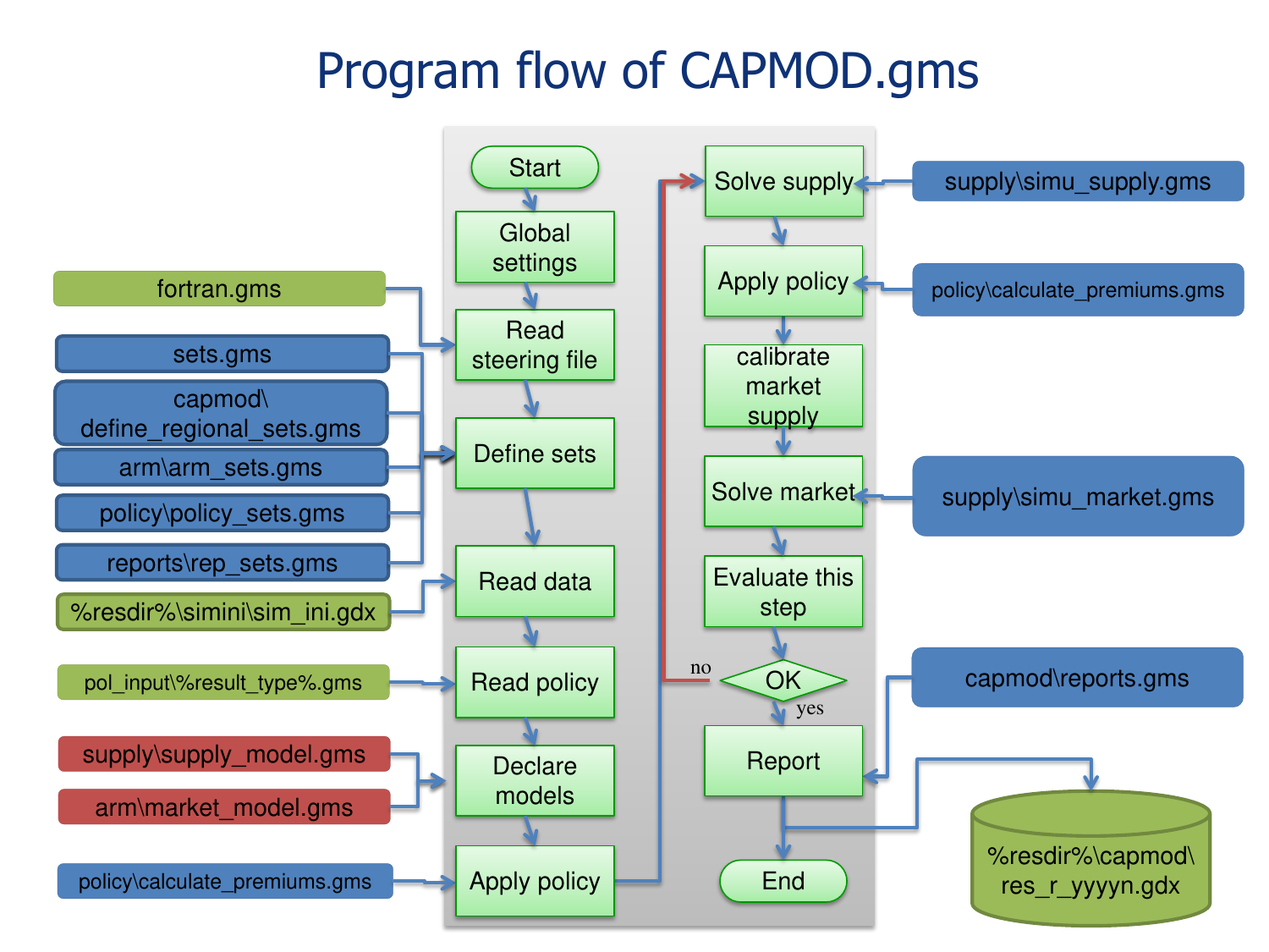# Program flow of CAPMOD.gms

**Main flow (left column):**

1. Start
2. Global settings
3. Read steering file ← fortran.gms
4. Define sets ← sets.gms, capmod\define_regional_sets.gms, arm\arm_sets.gms, policy\policy_sets.gms, reports\rep_sets.gms
5. Read data ← %resdir%\simini\sim_ini.gdx
6. Read policy ← pol_input\%result_type%.gms
7. Declare models ← supply\supply_model.gms, arm\market_model.gms
8. Apply policy ← policy\calculate_premiums.gms

**Iteration loop (right column):**

1. Solve supply ← supply\simu_supply.gms
2. Apply policy ← policy\calculate_premiums.gms
3. calibrate market supply
4. Solve market ← supply\simu_market.gms
5. Evaluate this step
6. OK? — no: return to Solve supply; yes: continue
7. Report ← capmod\reports.gms → %resdir%\capmod\res_r_yyyyn.gdx
8. End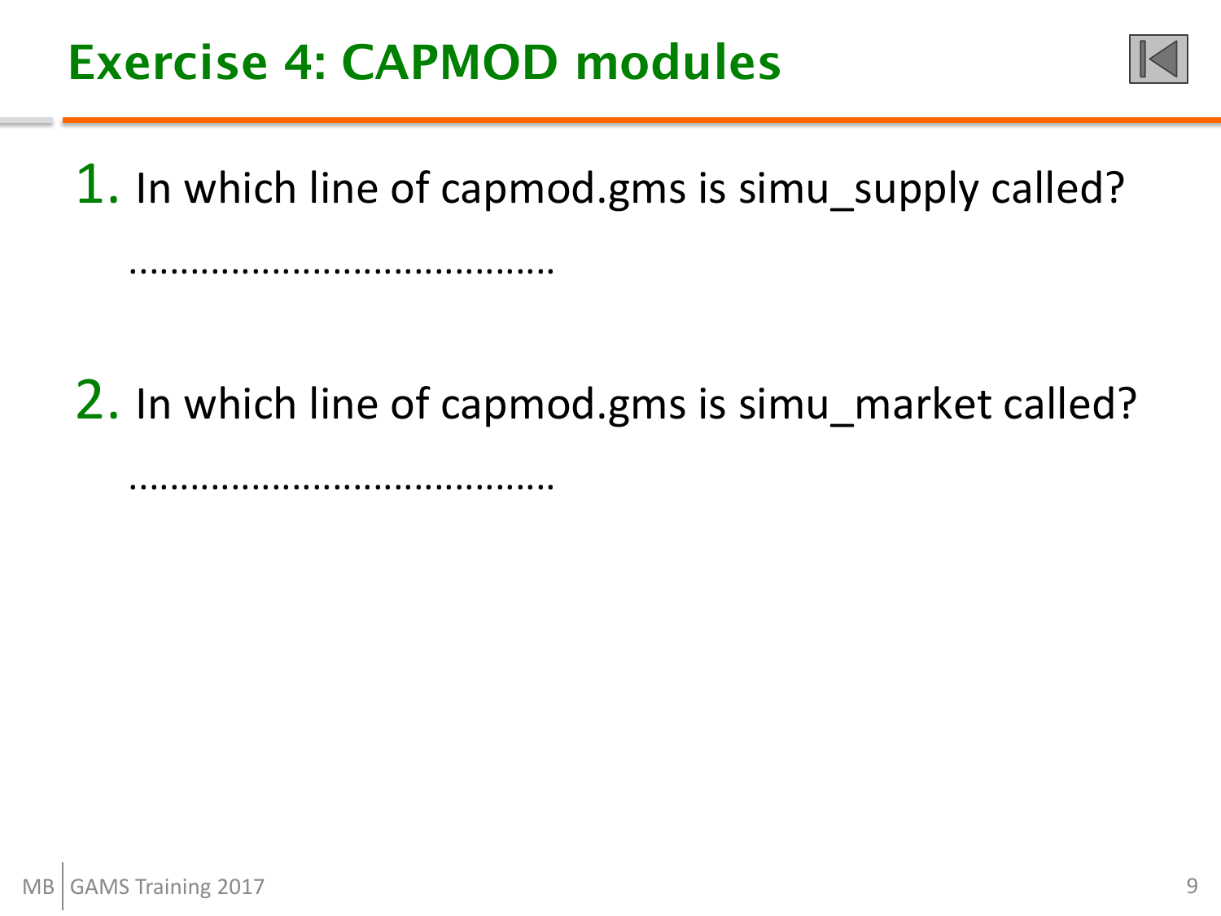# Exercise 4: CAPMOD modules

1. In which line of capmod.gms is simu_supply called?

   ……………………………………

2. In which line of capmod.gms is simu_market called?

   ……………………………………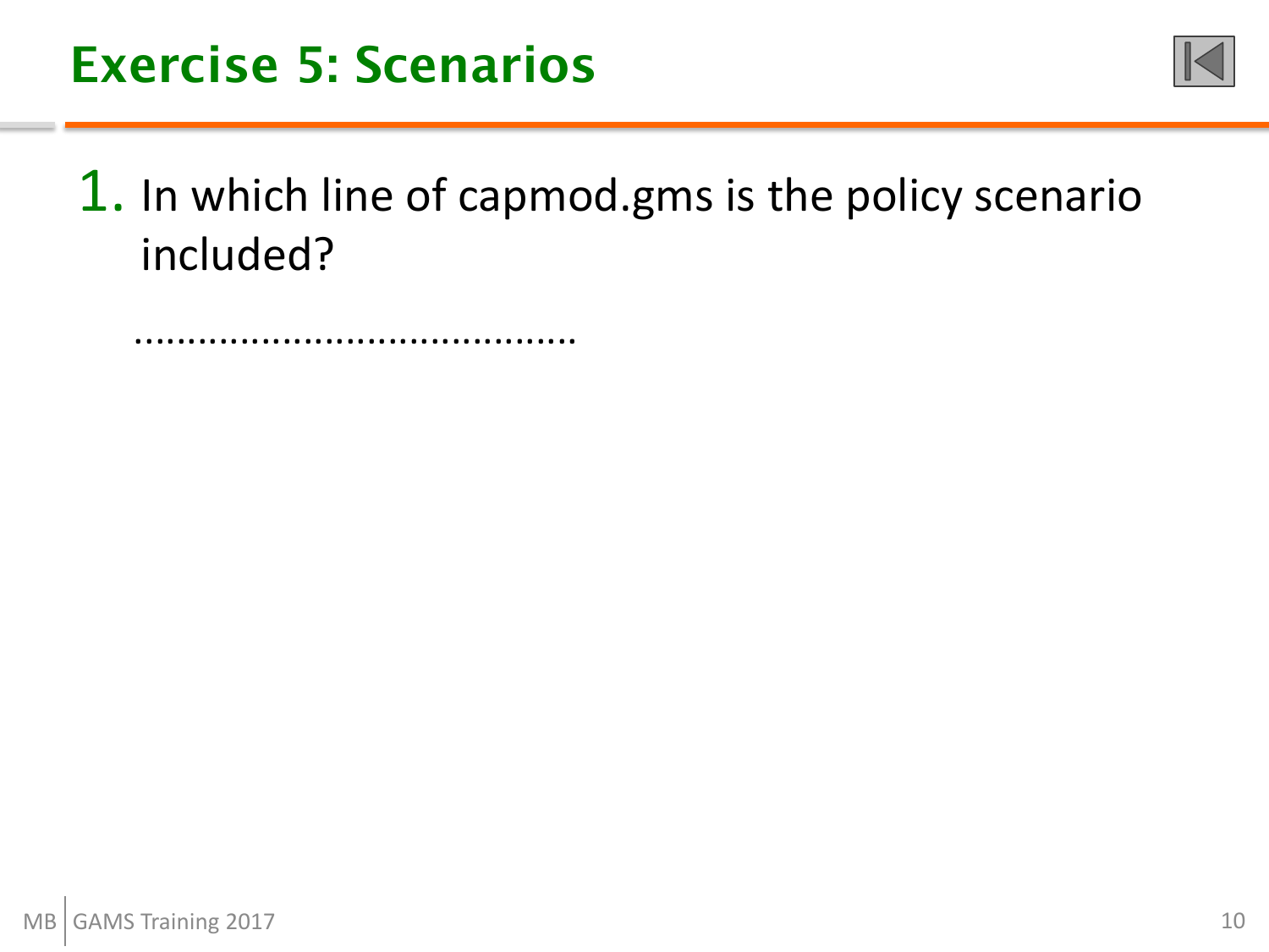# Exercise 5: Scenarios

1. In which line of capmod.gms is the policy scenario included?

   ………………………………….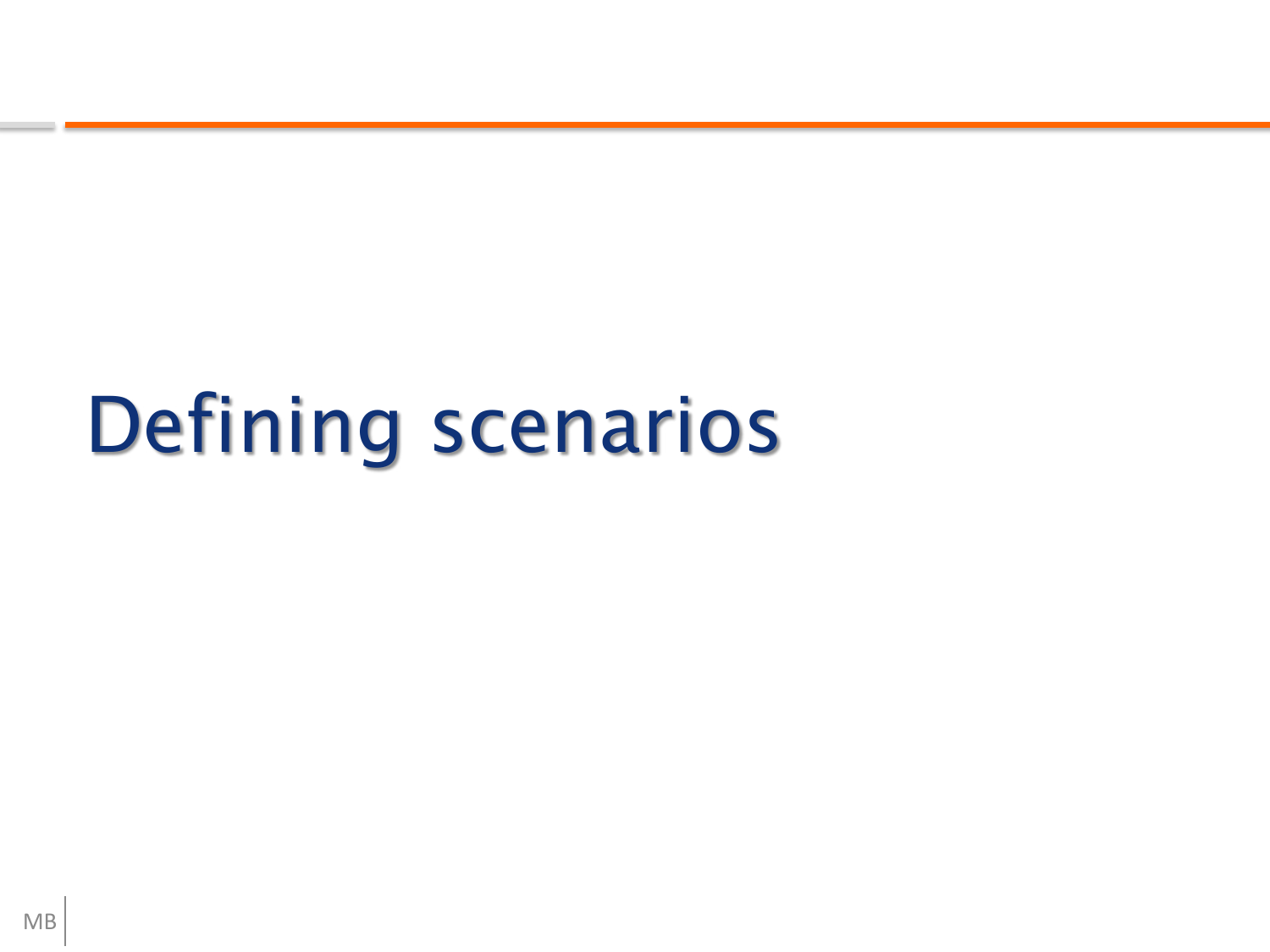# Defining scenarios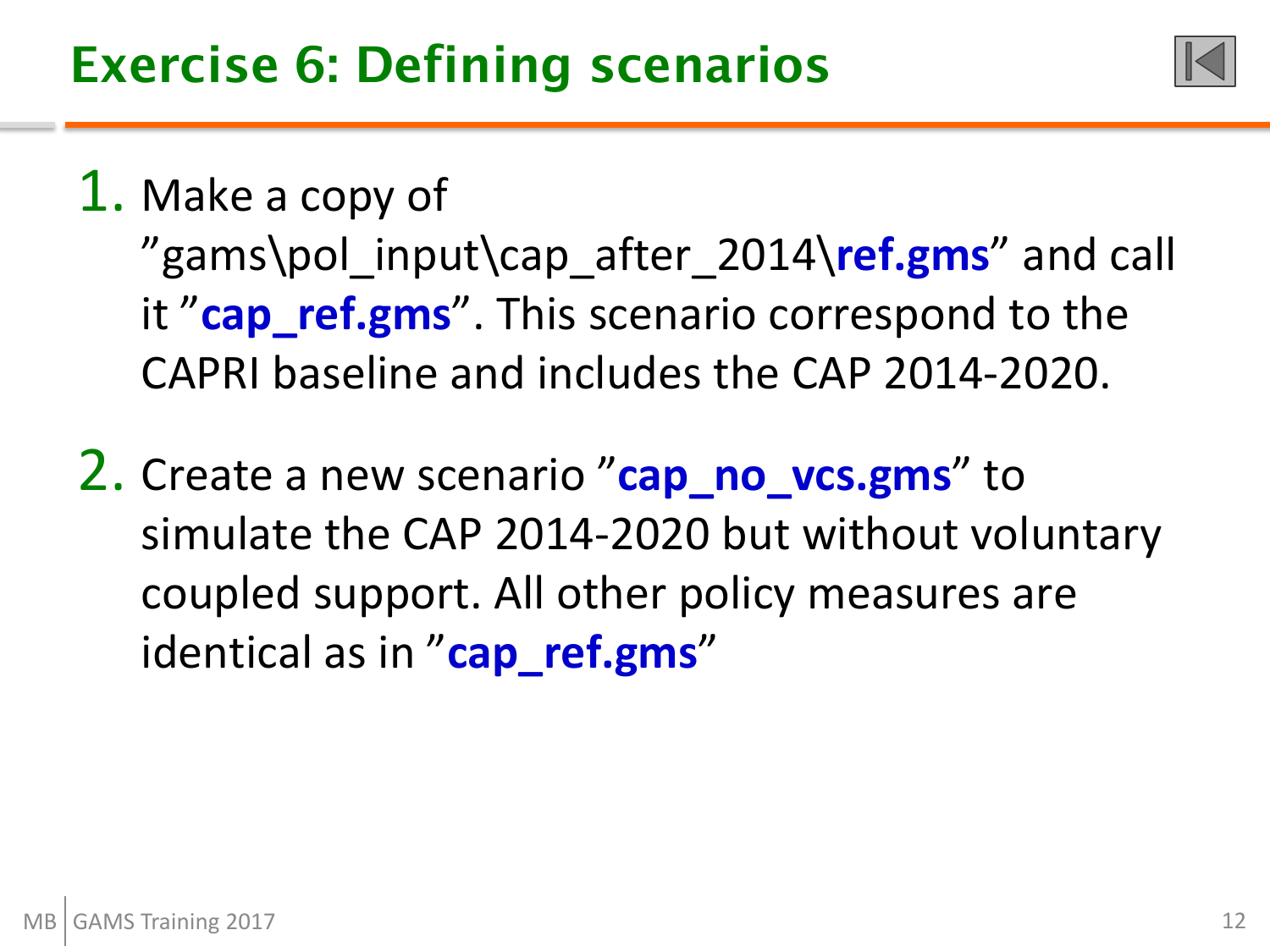# Exercise 6: Defining scenarios

1. Make a copy of ”gams\pol_input\cap_after_2014\**ref.gms**” and call it ”**cap_ref.gms**”. This scenario correspond to the CAPRI baseline and includes the CAP 2014-2020.

2. Create a new scenario ”**cap_no_vcs.gms**” to simulate the CAP 2014-2020 but without voluntary coupled support. All other policy measures are identical as in ”**cap_ref.gms**”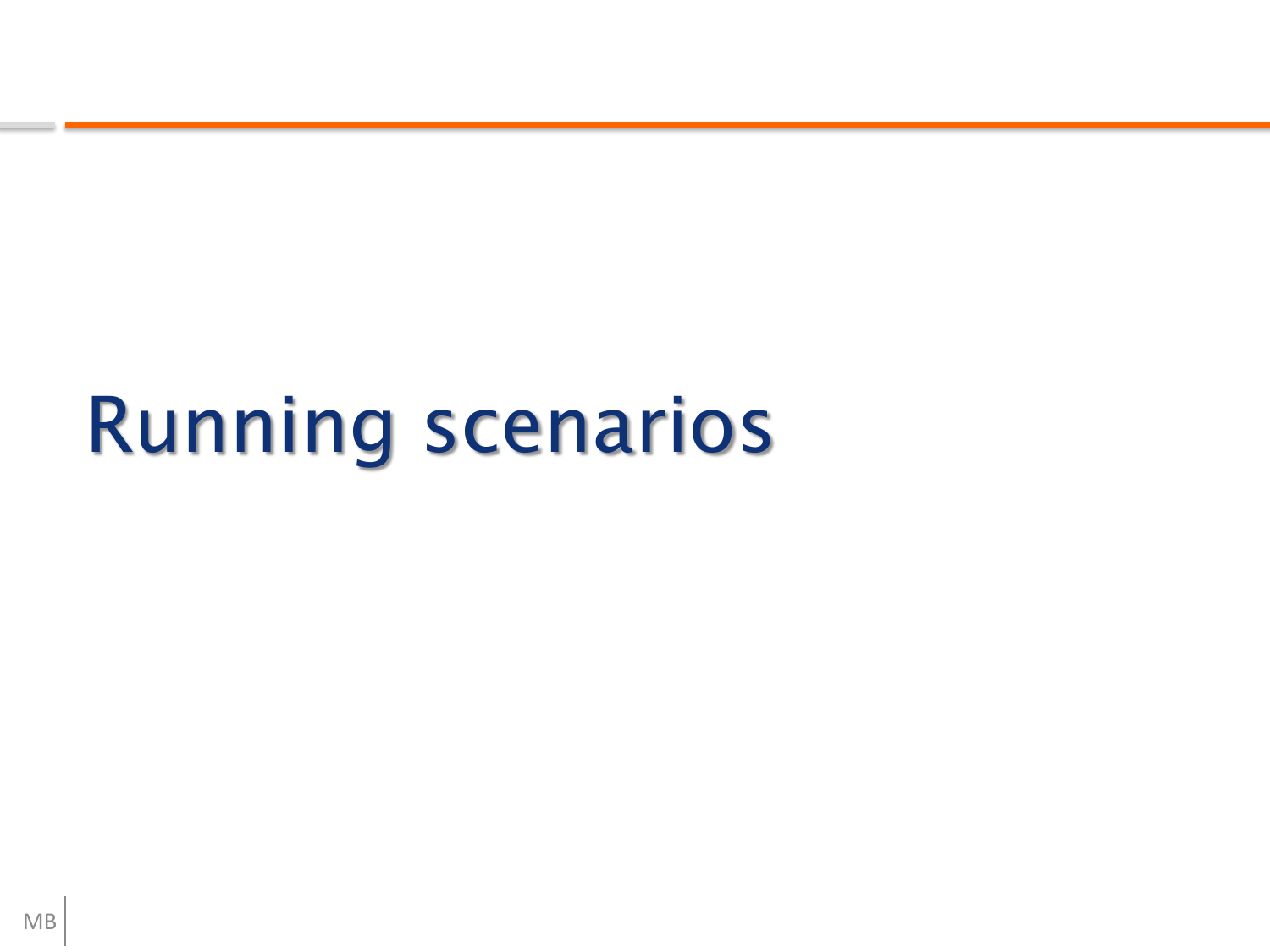# Running scenarios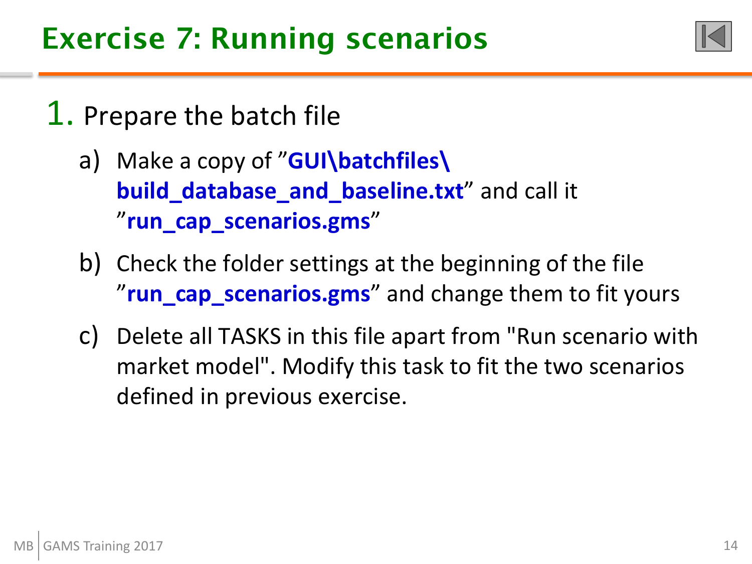# Exercise 7: Running scenarios

1. Prepare the batch file

   a) Make a copy of "**GUI\batchfiles\build_database_and_baseline.txt**" and call it "**run_cap_scenarios.gms**"

   b) Check the folder settings at the beginning of the file "**run_cap_scenarios.gms**" and change them to fit yours

   c) Delete all TASKS in this file apart from "Run scenario with market model". Modify this task to fit the two scenarios defined in previous exercise.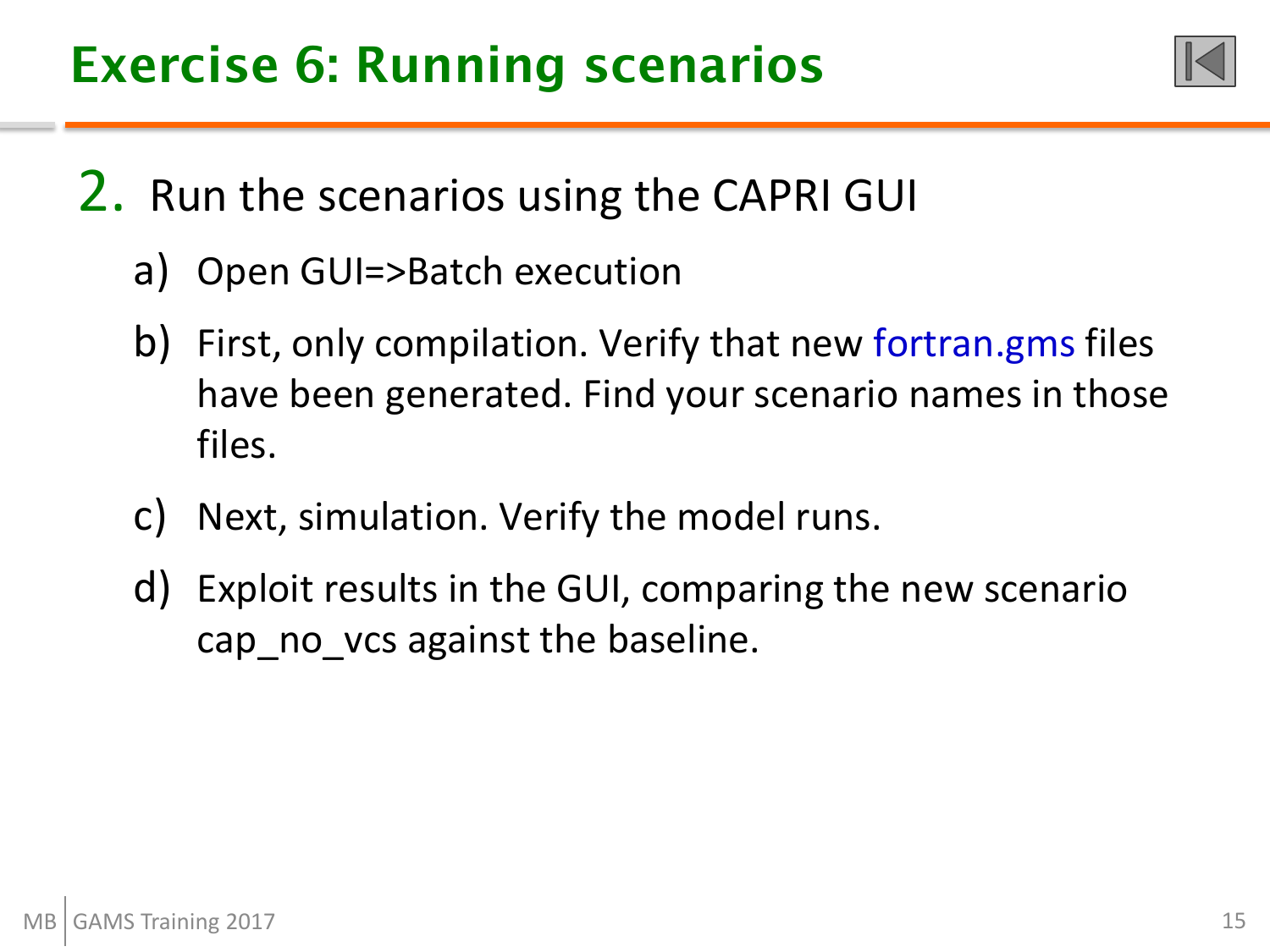# Exercise 6: Running scenarios

2. Run the scenarios using the CAPRI GUI
   a) Open GUI=>Batch execution
   b) First, only compilation. Verify that new fortran.gms files have been generated. Find your scenario names in those files.
   c) Next, simulation. Verify the model runs.
   d) Exploit results in the GUI, comparing the new scenario cap_no_vcs against the baseline.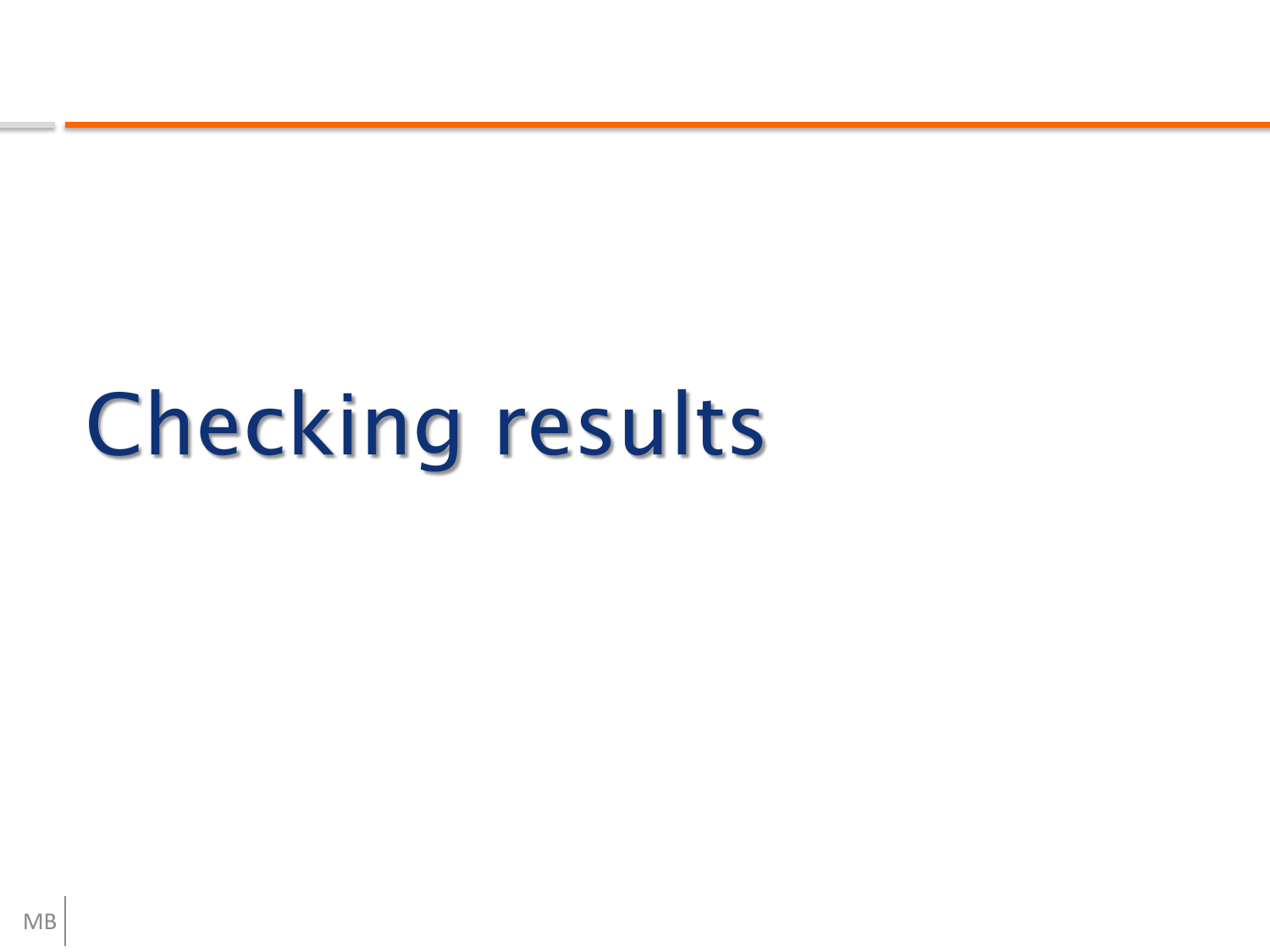# Checking results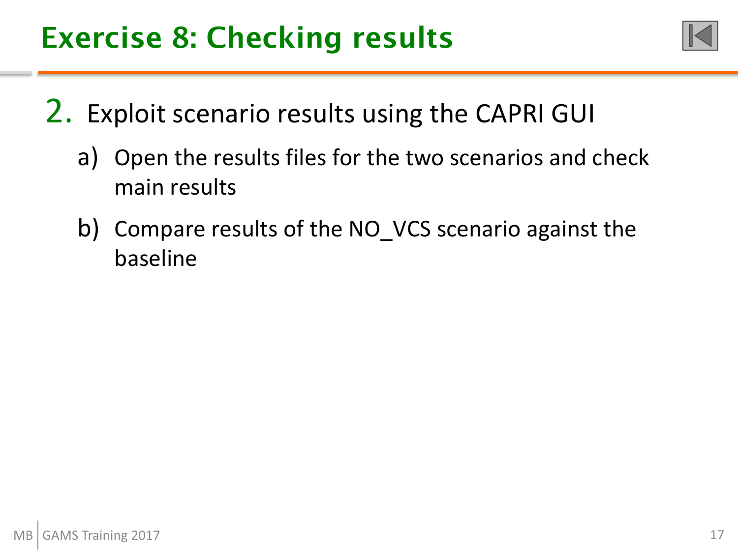# Exercise 8: Checking results

2. Exploit scenario results using the CAPRI GUI

   a) Open the results files for the two scenarios and check main results

   b) Compare results of the NO_VCS scenario against the baseline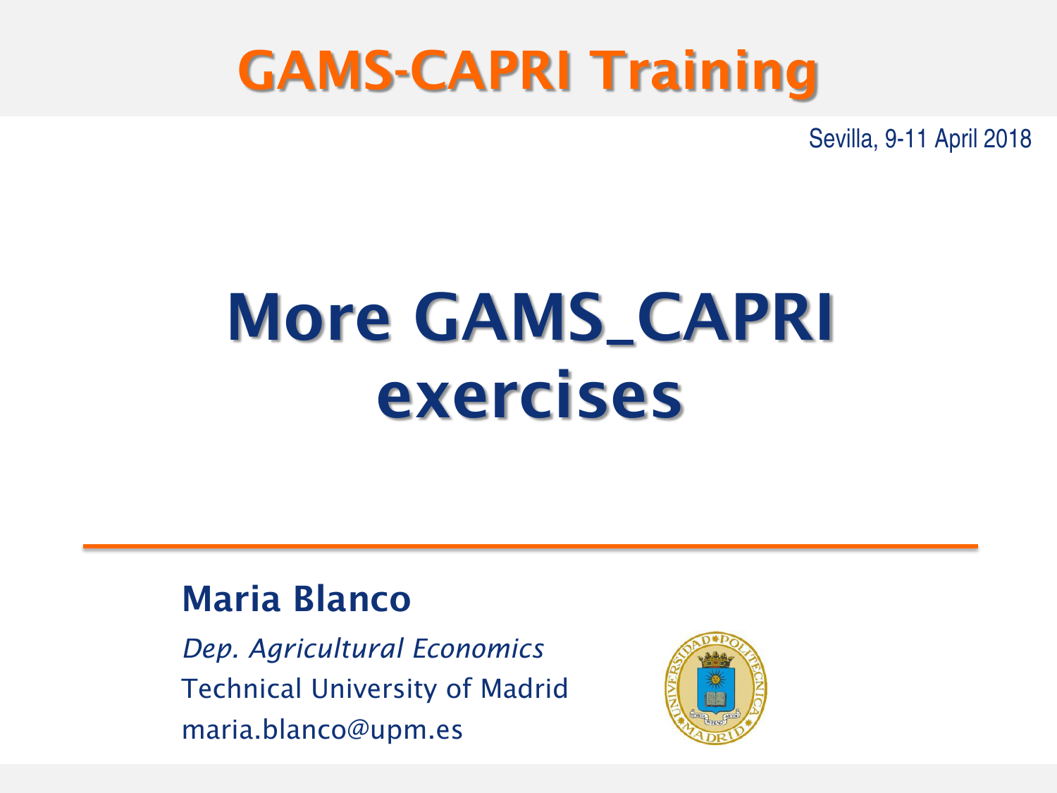# GAMS-CAPRI Training

Sevilla, 9-11 April 2018

# More GAMS_CAPRI exercises

**Maria Blanco**

*Dep. Agricultural Economics*

Technical University of Madrid

maria.blanco@upm.es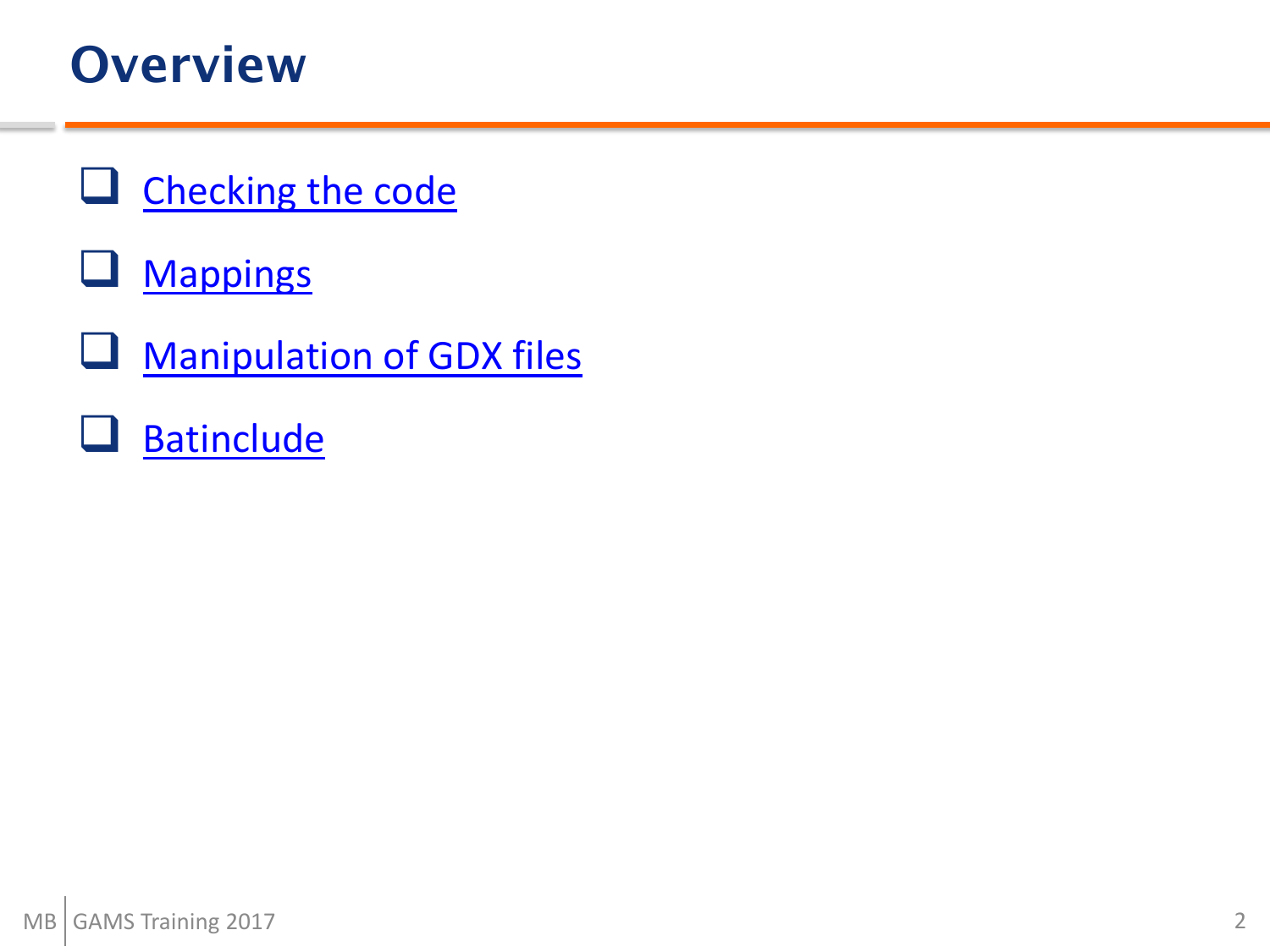# Overview

- Checking the code
- Mappings
- Manipulation of GDX files
- Batinclude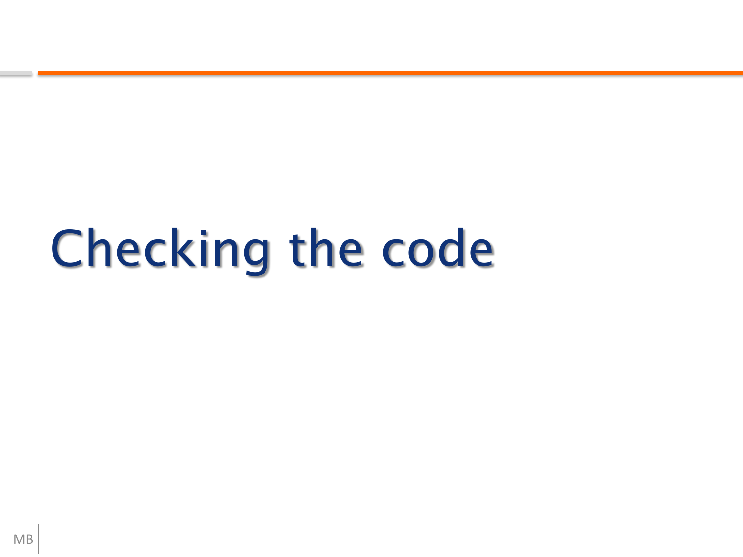# Checking the code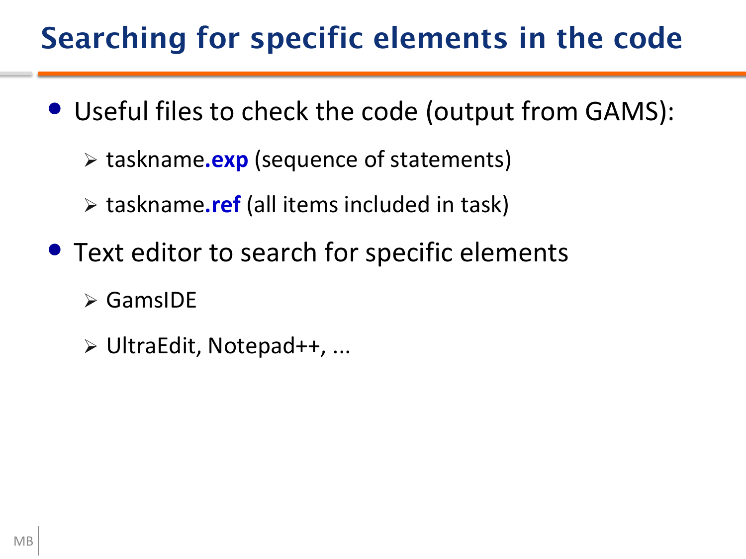# Searching for specific elements in the code

- Useful files to check the code (output from GAMS):
  - taskname**.exp** (sequence of statements)
  - taskname**.ref** (all items included in task)
- Text editor to search for specific elements
  - GamsIDE
  - UltraEdit, Notepad++, ...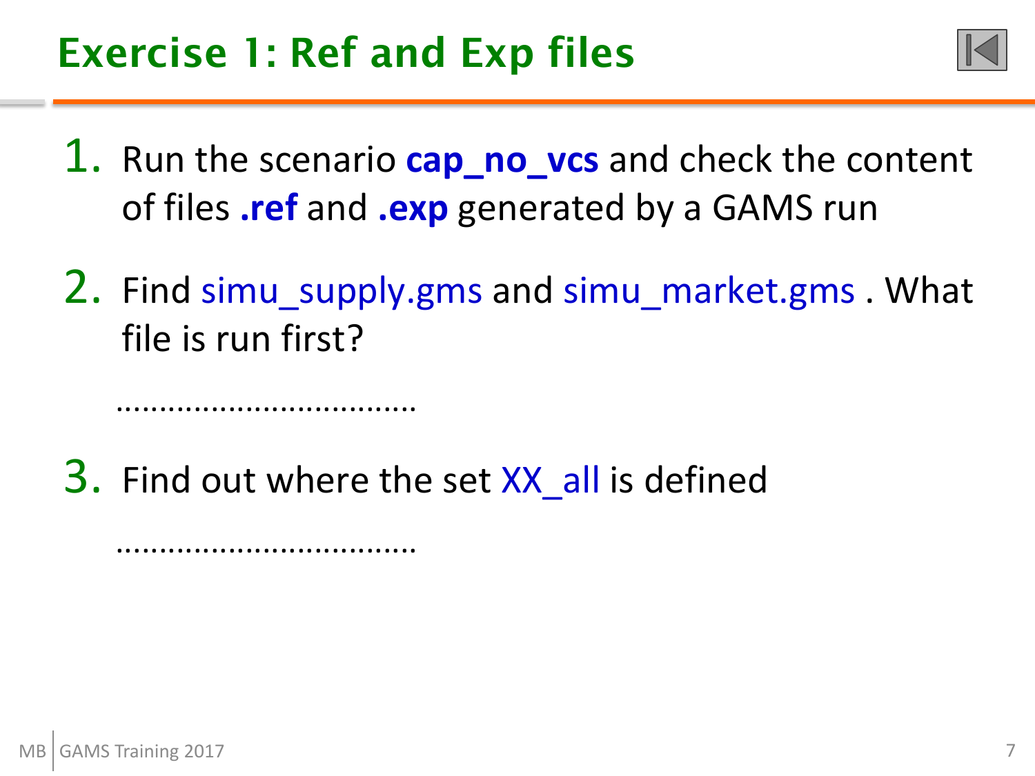# Exercise 1: Ref and Exp files

1. Run the scenario **cap_no_vcs** and check the content of files **.ref** and **.exp** generated by a GAMS run

2. Find simu_supply.gms and simu_market.gms . What file is run first?

   ..................................

3. Find out where the set XX_all is defined

   ..................................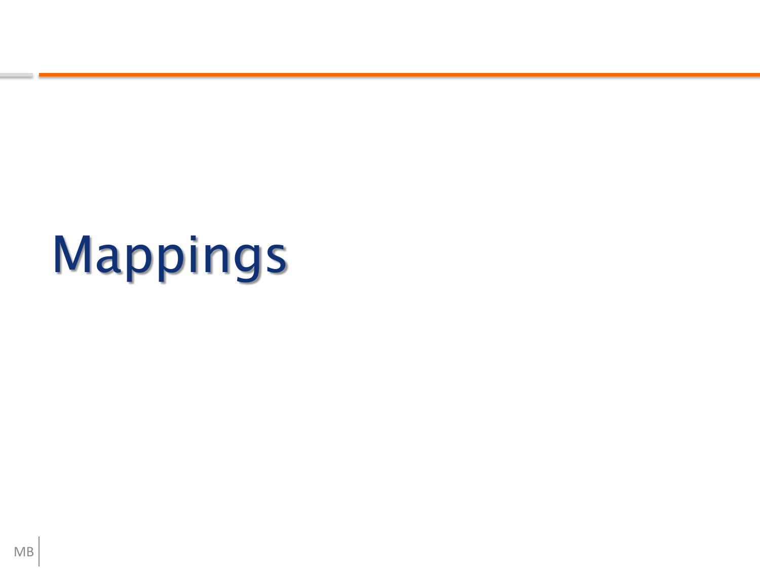# Mappings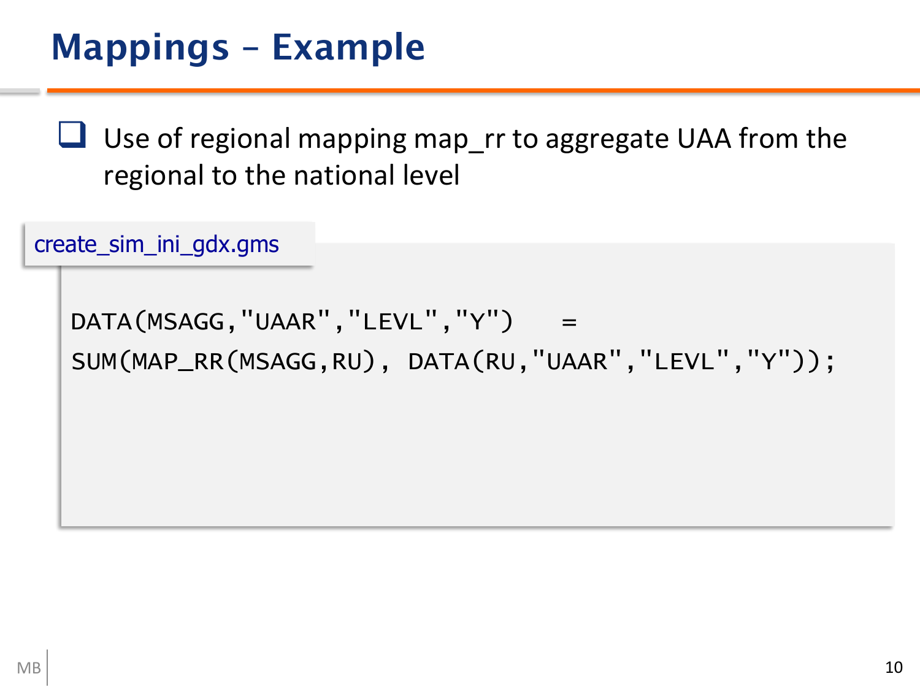# Mappings – Example

- Use of regional mapping map_rr to aggregate UAA from the regional to the national level

create_sim_ini_gdx.gms

```
DATA(MSAGG,"UAAR","LEVL","Y")    =
SUM(MAP_RR(MSAGG,RU), DATA(RU,"UAAR","LEVL","Y"));
```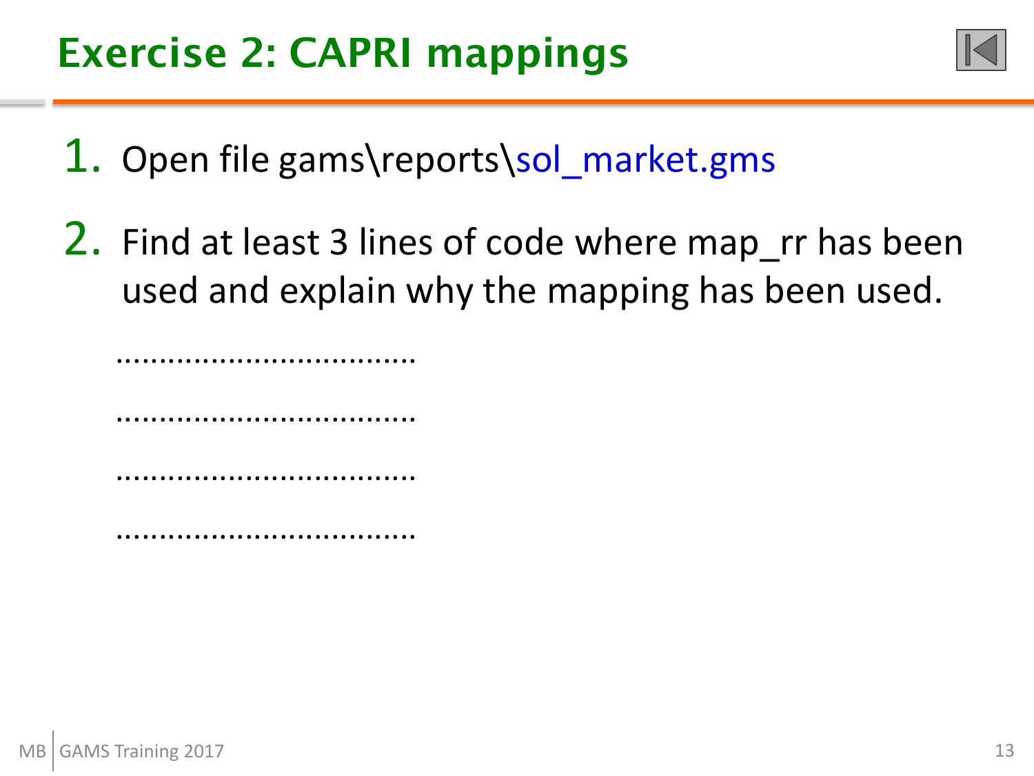# Exercise 2: CAPRI mappings

1. Open file gams\reports\sol_market.gms
2. Find at least 3 lines of code where map_rr has been used and explain why the mapping has been used.

……………………………

……………………………

……………………………

……………………………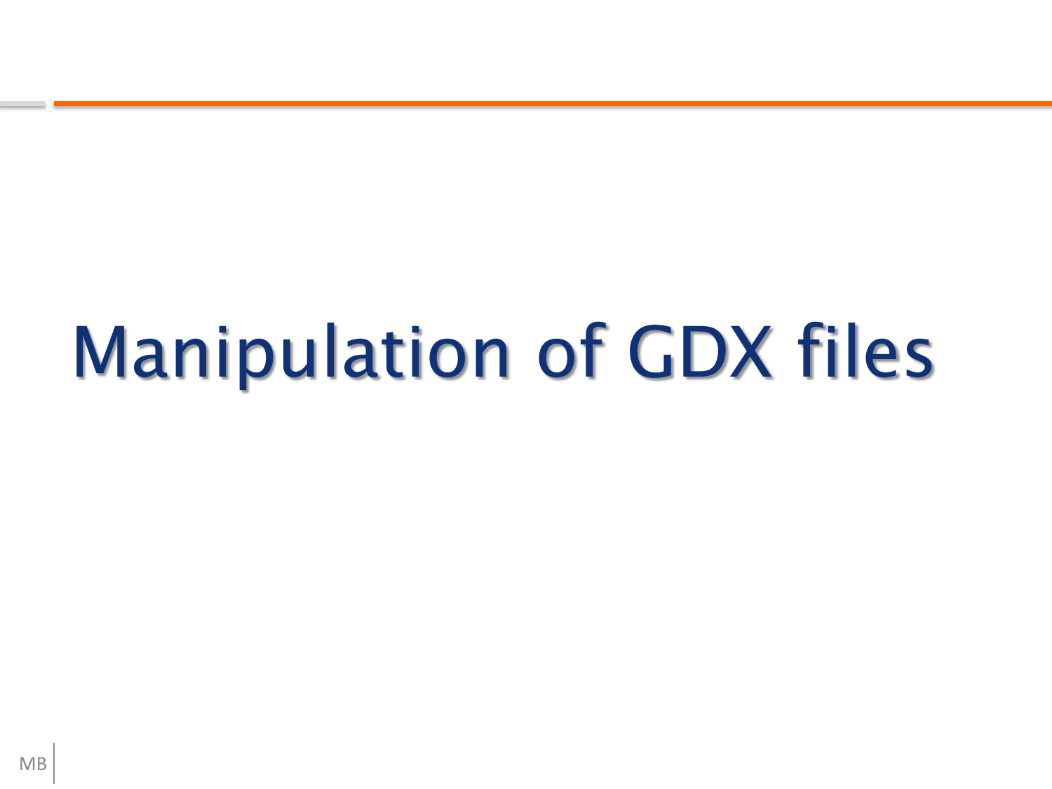# Manipulation of GDX files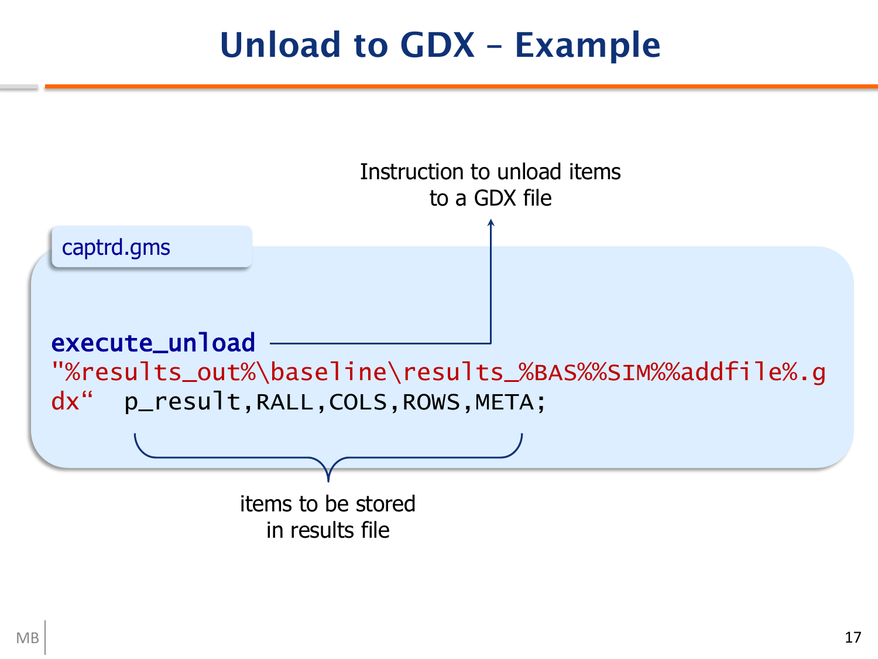# Unload to GDX – Example

Instruction to unload items to a GDX file

captrd.gms

```
execute_unload
"%results_out%\baseline\results_%BAS%%SIM%%addfile%.gdx“  p_result,RALL,COLS,ROWS,META;
```

items to be stored in results file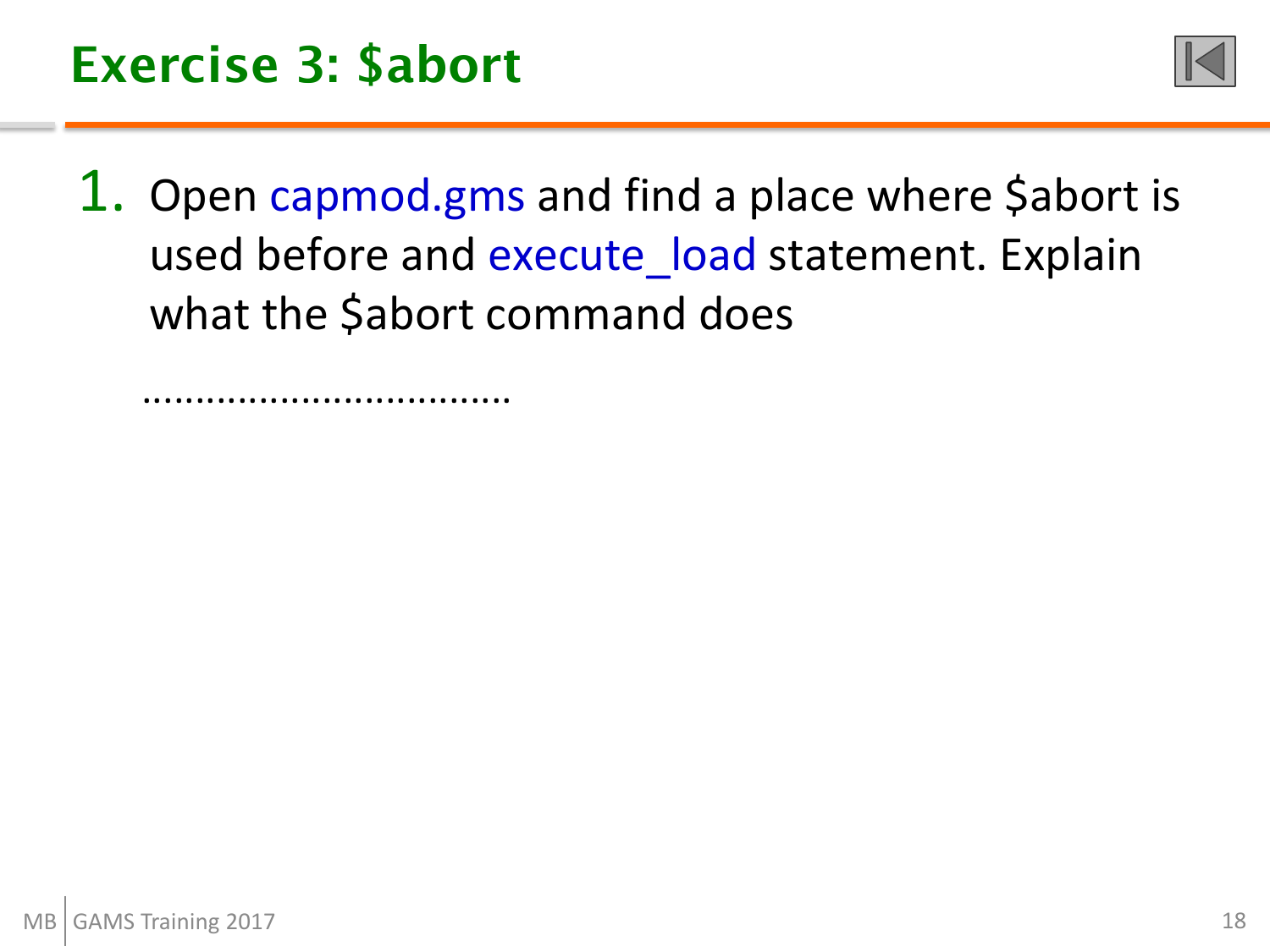# Exercise 3: $abort

1. Open capmod.gms and find a place where $abort is used before and execute_load statement. Explain what the $abort command does

……………………………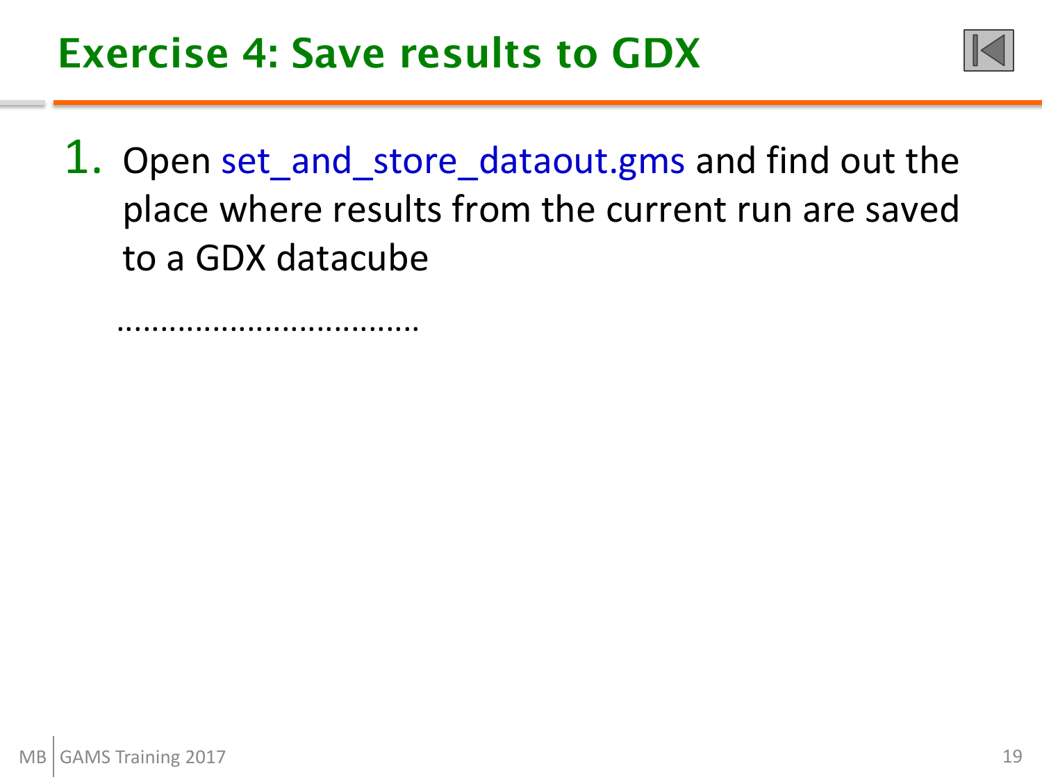# Exercise 4: Save results to GDX

1. Open set_and_store_dataout.gms and find out the place where results from the current run are saved to a GDX datacube

   ..................................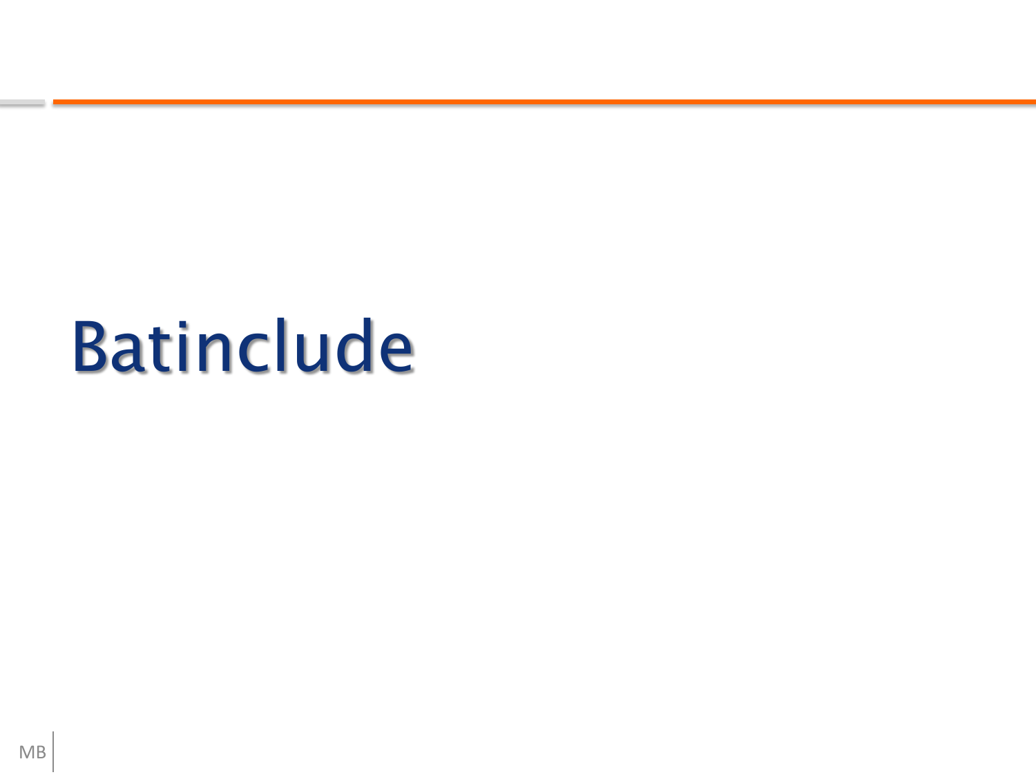# Batinclude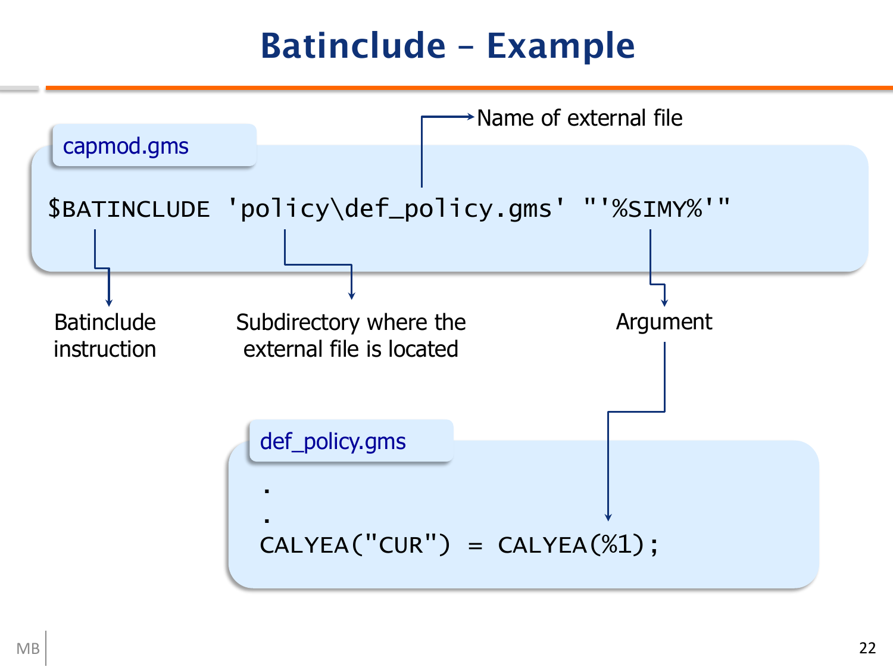# Batinclude – Example

capmod.gms

```
$BATINCLUDE 'policy\def_policy.gms' "'%SIMY%'"
```

- Batinclude instruction
- Subdirectory where the external file is located
- Name of external file
- Argument

def_policy.gms

```
.
.
CALYEA("CUR") = CALYEA(%1);
```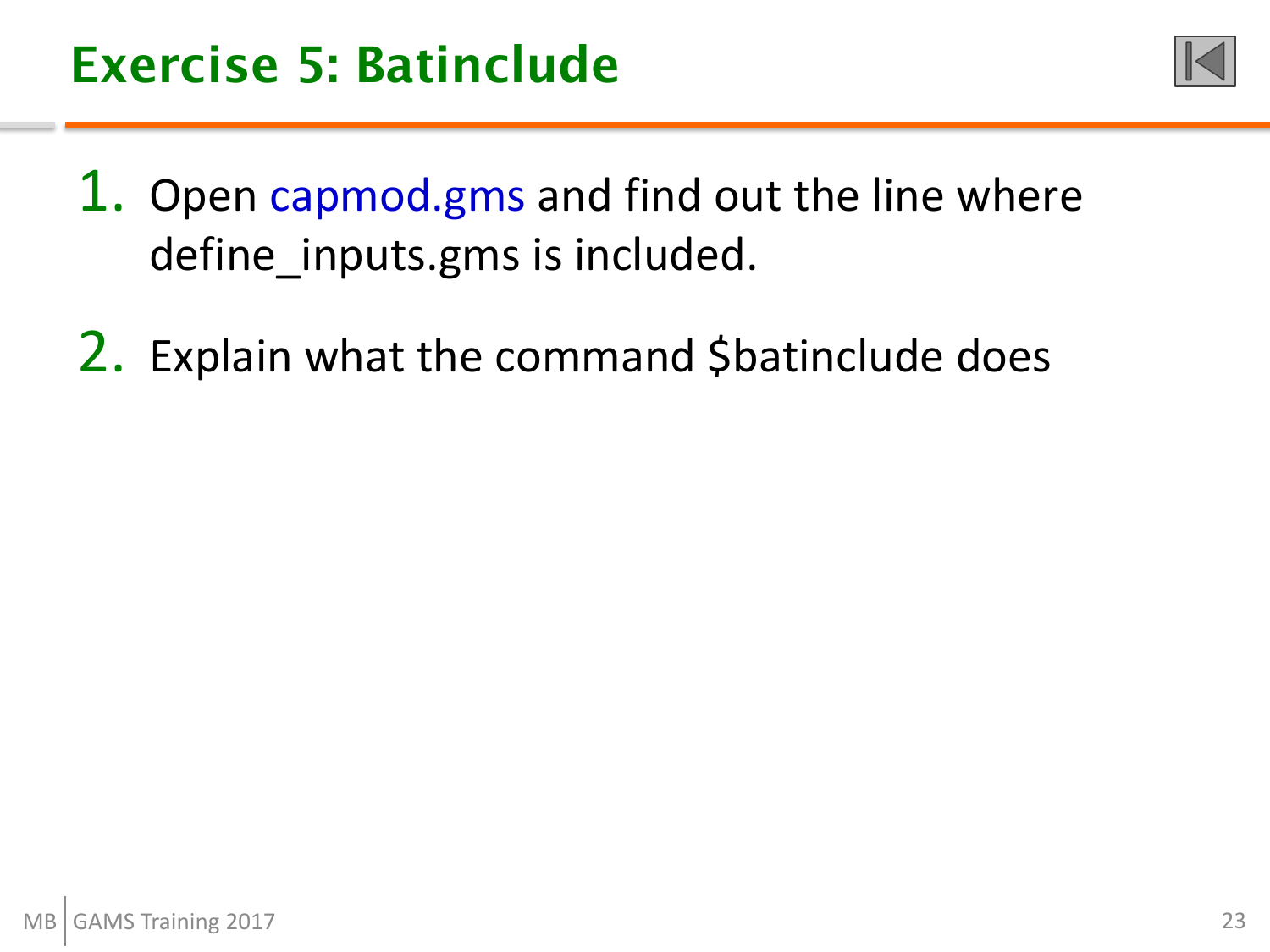# Exercise 5: Batinclude

1. Open capmod.gms and find out the line where define_inputs.gms is included.
2. Explain what the command $batinclude does